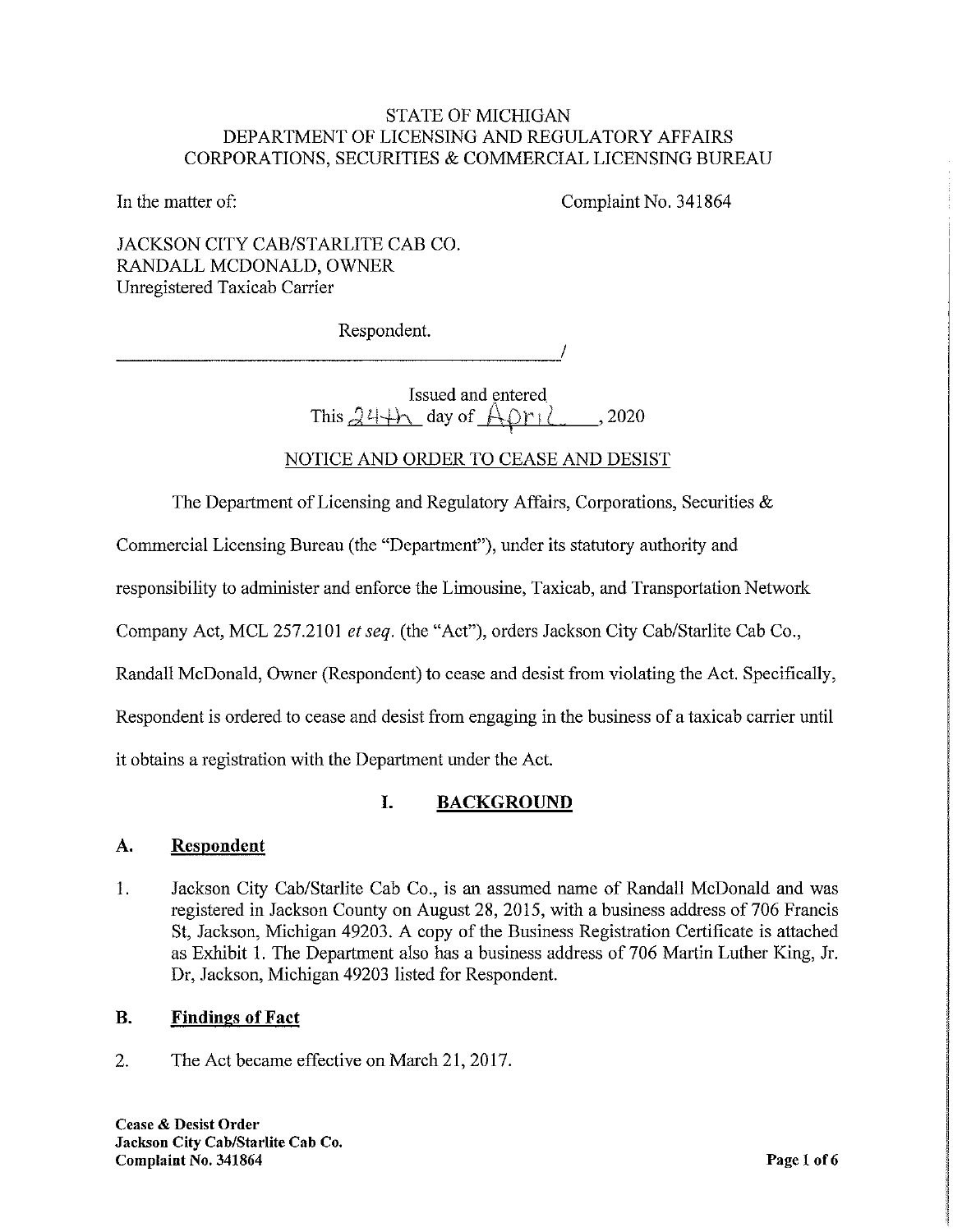STATE OF MICHIGAN
DEPARTMENT OF LICENSING AND REGULATORY AFFAIRS
CORPORATIONS, SECURITIES & COMMERCIAL LICENSING BUREAU

In the matter of: Complaint No. 341864

JACKSON CITY CAB/STARLITE CAB CO.
RANDALL MCDONALD, OWNER
Unregistered Taxicab Carrier

Respondent.

_______________________________________/

Issued and entered
This 24th day of April, 2020

NOTICE AND ORDER TO CEASE AND DESIST

The Department of Licensing and Regulatory Affairs, Corporations, Securities & Commercial Licensing Bureau (the "Department"), under its statutory authority and responsibility to administer and enforce the Limousine, Taxicab, and Transportation Network Company Act, MCL 257.2101 *et seq.* (the "Act"), orders Jackson City Cab/Starlite Cab Co., Randall McDonald, Owner (Respondent) to cease and desist from violating the Act. Specifically, Respondent is ordered to cease and desist from engaging in the business of a taxicab carrier until it obtains a registration with the Department under the Act.

## I. BACKGROUND

### A. Respondent

1. Jackson City Cab/Starlite Cab Co., is an assumed name of Randall McDonald and was registered in Jackson County on August 28, 2015, with a business address of 706 Francis St, Jackson, Michigan 49203. A copy of the Business Registration Certificate is attached as Exhibit 1. The Department also has a business address of 706 Martin Luther King, Jr. Dr, Jackson, Michigan 49203 listed for Respondent.

### B. Findings of Fact

2. The Act became effective on March 21, 2017.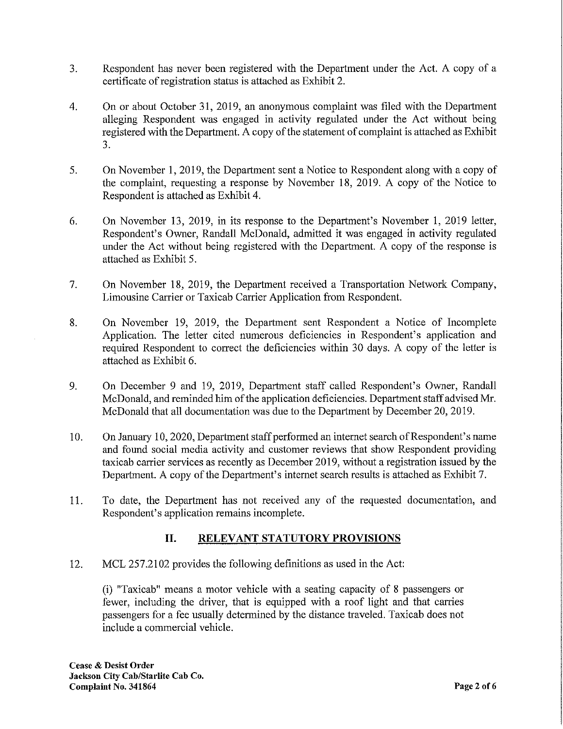3. Respondent has never been registered with the Department under the Act. A copy of a certificate of registration status is attached as Exhibit 2.

4. On or about October 31, 2019, an anonymous complaint was filed with the Department alleging Respondent was engaged in activity regulated under the Act without being registered with the Department. A copy of the statement of complaint is attached as Exhibit 3.

5. On November 1, 2019, the Department sent a Notice to Respondent along with a copy of the complaint, requesting a response by November 18, 2019. A copy of the Notice to Respondent is attached as Exhibit 4.

6. On November 13, 2019, in its response to the Department's November 1, 2019 letter, Respondent's Owner, Randall McDonald, admitted it was engaged in activity regulated under the Act without being registered with the Department. A copy of the response is attached as Exhibit 5.

7. On November 18, 2019, the Department received a Transportation Network Company, Limousine Carrier or Taxicab Carrier Application from Respondent.

8. On November 19, 2019, the Department sent Respondent a Notice of Incomplete Application. The letter cited numerous deficiencies in Respondent's application and required Respondent to correct the deficiencies within 30 days. A copy of the letter is attached as Exhibit 6.

9. On December 9 and 19, 2019, Department staff called Respondent's Owner, Randall McDonald, and reminded him of the application deficiencies. Department staff advised Mr. McDonald that all documentation was due to the Department by December 20, 2019.

10. On January 10, 2020, Department staff performed an internet search of Respondent's name and found social media activity and customer reviews that show Respondent providing taxicab carrier services as recently as December 2019, without a registration issued by the Department. A copy of the Department's internet search results is attached as Exhibit 7.

11. To date, the Department has not received any of the requested documentation, and Respondent's application remains incomplete.

## II. RELEVANT STATUTORY PROVISIONS

12. MCL 257.2102 provides the following definitions as used in the Act:

    (i) "Taxicab" means a motor vehicle with a seating capacity of 8 passengers or fewer, including the driver, that is equipped with a roof light and that carries passengers for a fee usually determined by the distance traveled. Taxicab does not include a commercial vehicle.

**Cease & Desist Order**
**Jackson City Cab/Starlite Cab Co.**
**Complaint No. 341864**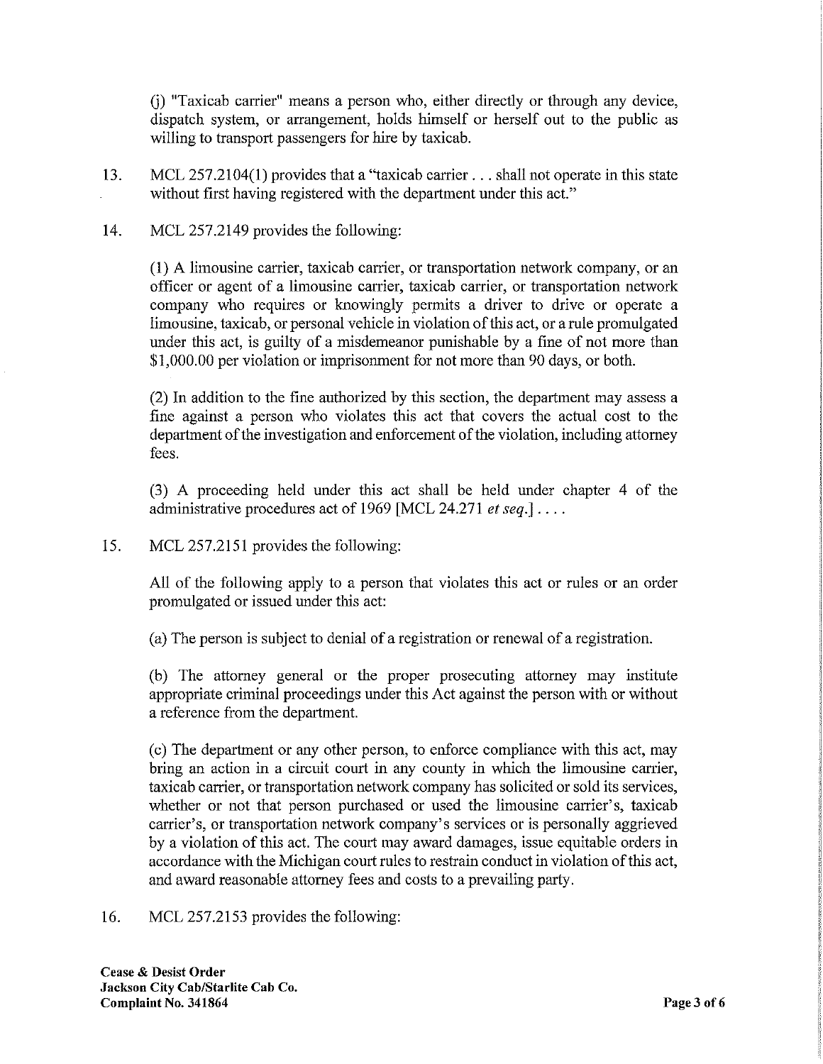(j) "Taxicab carrier" means a person who, either directly or through any device, dispatch system, or arrangement, holds himself or herself out to the public as willing to transport passengers for hire by taxicab.

13. MCL 257.2104(1) provides that a "taxicab carrier . . . shall not operate in this state without first having registered with the department under this act."

14. MCL 257.2149 provides the following:

   (1) A limousine carrier, taxicab carrier, or transportation network company, or an officer or agent of a limousine carrier, taxicab carrier, or transportation network company who requires or knowingly permits a driver to drive or operate a limousine, taxicab, or personal vehicle in violation of this act, or a rule promulgated under this act, is guilty of a misdemeanor punishable by a fine of not more than $1,000.00 per violation or imprisonment for not more than 90 days, or both.

   (2) In addition to the fine authorized by this section, the department may assess a fine against a person who violates this act that covers the actual cost to the department of the investigation and enforcement of the violation, including attorney fees.

   (3) A proceeding held under this act shall be held under chapter 4 of the administrative procedures act of 1969 [MCL 24.271 *et seq.*] . . . .

15. MCL 257.2151 provides the following:

   All of the following apply to a person that violates this act or rules or an order promulgated or issued under this act:

   (a) The person is subject to denial of a registration or renewal of a registration.

   (b) The attorney general or the proper prosecuting attorney may institute appropriate criminal proceedings under this Act against the person with or without a reference from the department.

   (c) The department or any other person, to enforce compliance with this act, may bring an action in a circuit court in any county in which the limousine carrier, taxicab carrier, or transportation network company has solicited or sold its services, whether or not that person purchased or used the limousine carrier's, taxicab carrier's, or transportation network company's services or is personally aggrieved by a violation of this act. The court may award damages, issue equitable orders in accordance with the Michigan court rules to restrain conduct in violation of this act, and award reasonable attorney fees and costs to a prevailing party.

16. MCL 257.2153 provides the following: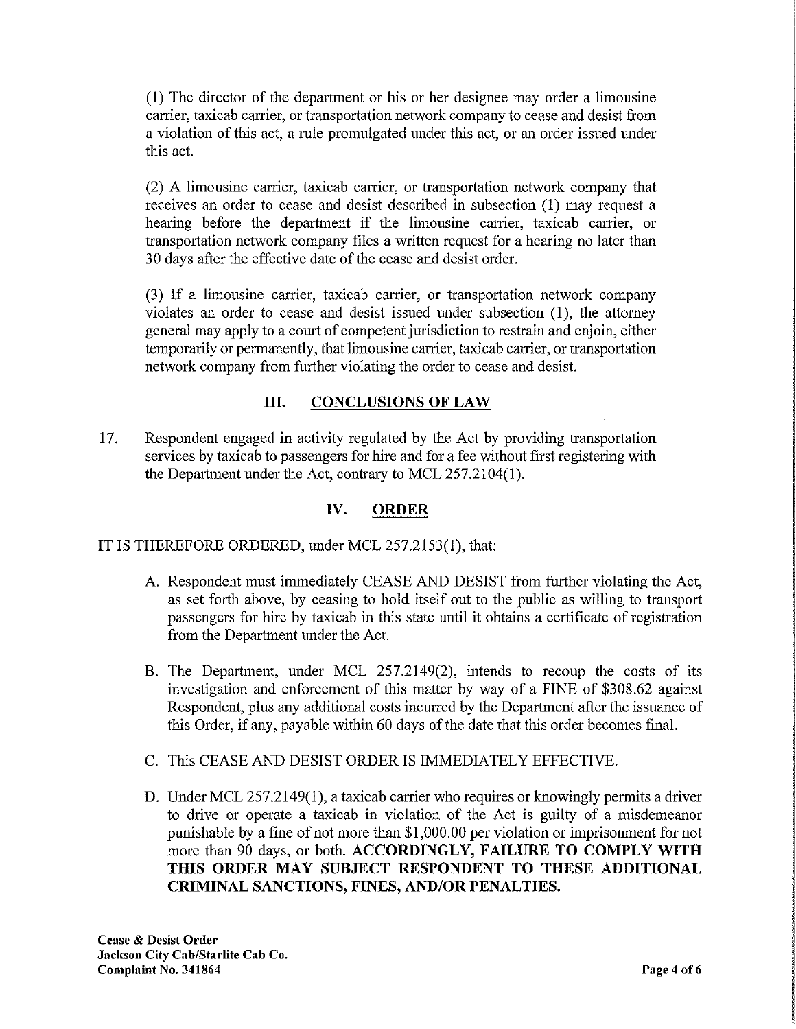(1) The director of the department or his or her designee may order a limousine carrier, taxicab carrier, or transportation network company to cease and desist from a violation of this act, a rule promulgated under this act, or an order issued under this act.

(2) A limousine carrier, taxicab carrier, or transportation network company that receives an order to cease and desist described in subsection (1) may request a hearing before the department if the limousine carrier, taxicab carrier, or transportation network company files a written request for a hearing no later than 30 days after the effective date of the cease and desist order.

(3) If a limousine carrier, taxicab carrier, or transportation network company violates an order to cease and desist issued under subsection (1), the attorney general may apply to a court of competent jurisdiction to restrain and enjoin, either temporarily or permanently, that limousine carrier, taxicab carrier, or transportation network company from further violating the order to cease and desist.

## III. CONCLUSIONS OF LAW

17. Respondent engaged in activity regulated by the Act by providing transportation services by taxicab to passengers for hire and for a fee without first registering with the Department under the Act, contrary to MCL 257.2104(1).

## IV. ORDER

IT IS THEREFORE ORDERED, under MCL 257.2153(1), that:

A. Respondent must immediately CEASE AND DESIST from further violating the Act, as set forth above, by ceasing to hold itself out to the public as willing to transport passengers for hire by taxicab in this state until it obtains a certificate of registration from the Department under the Act.

B. The Department, under MCL 257.2149(2), intends to recoup the costs of its investigation and enforcement of this matter by way of a FINE of $308.62 against Respondent, plus any additional costs incurred by the Department after the issuance of this Order, if any, payable within 60 days of the date that this order becomes final.

C. This CEASE AND DESIST ORDER IS IMMEDIATELY EFFECTIVE.

D. Under MCL 257.2149(1), a taxicab carrier who requires or knowingly permits a driver to drive or operate a taxicab in violation of the Act is guilty of a misdemeanor punishable by a fine of not more than $1,000.00 per violation or imprisonment for not more than 90 days, or both. **ACCORDINGLY, FAILURE TO COMPLY WITH THIS ORDER MAY SUBJECT RESPONDENT TO THESE ADDITIONAL CRIMINAL SANCTIONS, FINES, AND/OR PENALTIES.**

**Cease & Desist Order**
**Jackson City Cab/Starlite Cab Co.**
**Complaint No. 341864**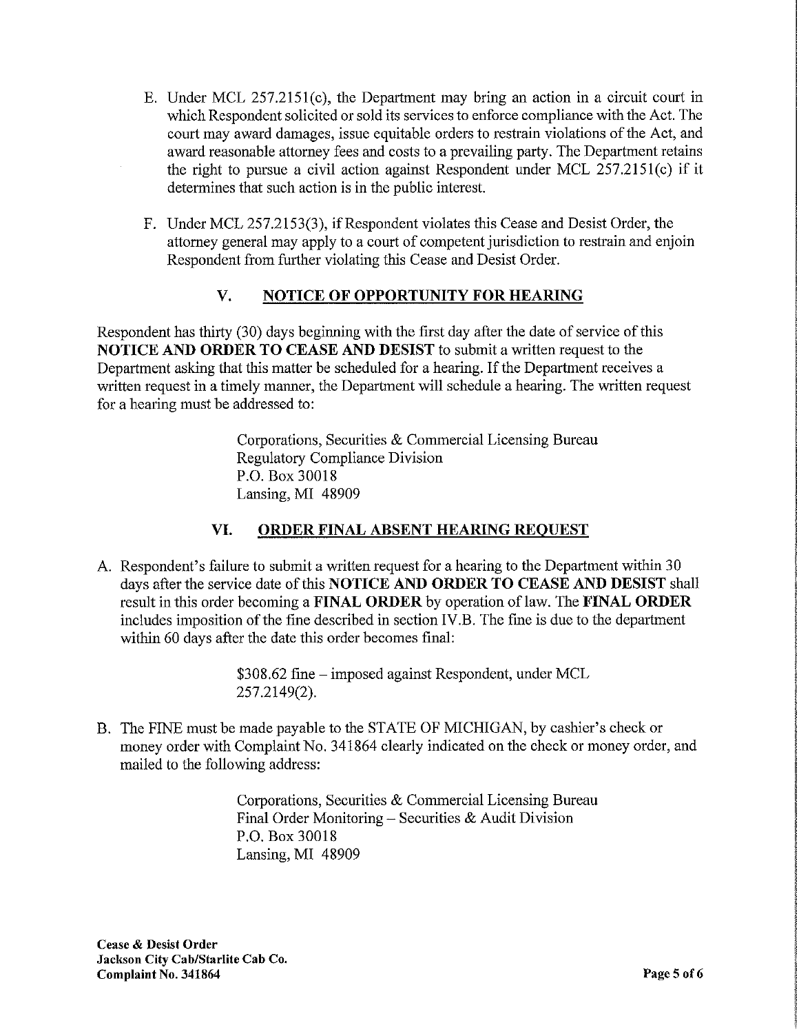E. Under MCL 257.2151(c), the Department may bring an action in a circuit court in which Respondent solicited or sold its services to enforce compliance with the Act. The court may award damages, issue equitable orders to restrain violations of the Act, and award reasonable attorney fees and costs to a prevailing party. The Department retains the right to pursue a civil action against Respondent under MCL 257.2151(c) if it determines that such action is in the public interest.

F. Under MCL 257.2153(3), if Respondent violates this Cease and Desist Order, the attorney general may apply to a court of competent jurisdiction to restrain and enjoin Respondent from further violating this Cease and Desist Order.

## V. NOTICE OF OPPORTUNITY FOR HEARING

Respondent has thirty (30) days beginning with the first day after the date of service of this **NOTICE AND ORDER TO CEASE AND DESIST** to submit a written request to the Department asking that this matter be scheduled for a hearing. If the Department receives a written request in a timely manner, the Department will schedule a hearing. The written request for a hearing must be addressed to:

> Corporations, Securities & Commercial Licensing Bureau
> Regulatory Compliance Division
> P.O. Box 30018
> Lansing, MI 48909

## VI. ORDER FINAL ABSENT HEARING REQUEST

A. Respondent's failure to submit a written request for a hearing to the Department within 30 days after the service date of this **NOTICE AND ORDER TO CEASE AND DESIST** shall result in this order becoming a **FINAL ORDER** by operation of law. The **FINAL ORDER** includes imposition of the fine described in section IV.B. The fine is due to the department within 60 days after the date this order becomes final:

> $308.62 fine – imposed against Respondent, under MCL 257.2149(2).

B. The FINE must be made payable to the STATE OF MICHIGAN, by cashier's check or money order with Complaint No. 341864 clearly indicated on the check or money order, and mailed to the following address:

> Corporations, Securities & Commercial Licensing Bureau
> Final Order Monitoring – Securities & Audit Division
> P.O. Box 30018
> Lansing, MI 48909

**Cease & Desist Order**
**Jackson City Cab/Starlite Cab Co.**
**Complaint No. 341864**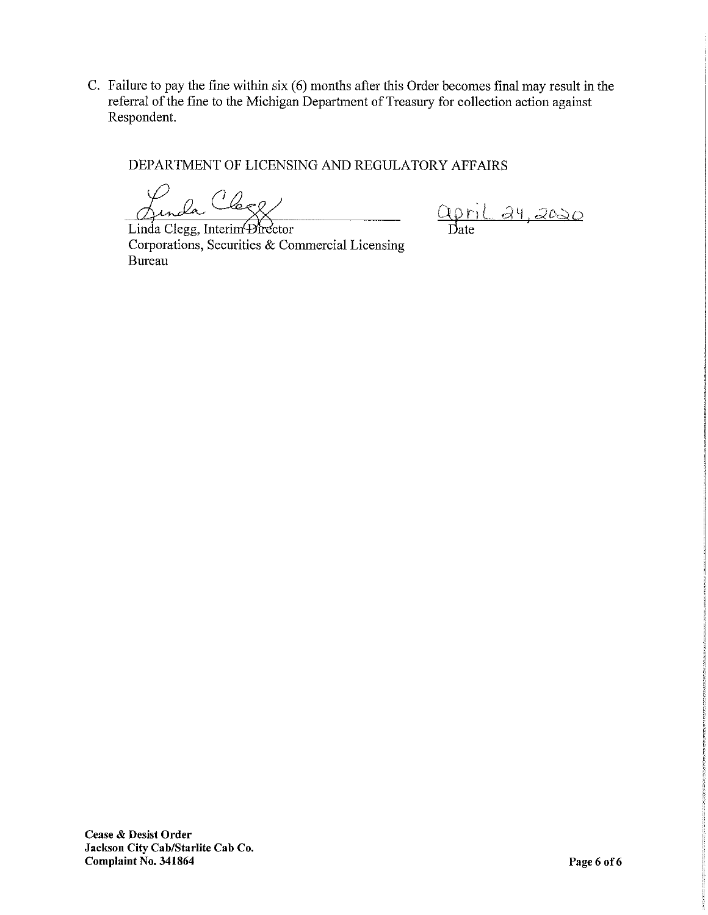C. Failure to pay the fine within six (6) months after this Order becomes final may result in the referral of the fine to the Michigan Department of Treasury for collection action against Respondent.

DEPARTMENT OF LICENSING AND REGULATORY AFFAIRS

Linda Clegg, Interim Director
Corporations, Securities & Commercial Licensing Bureau

April 24, 2020
Date